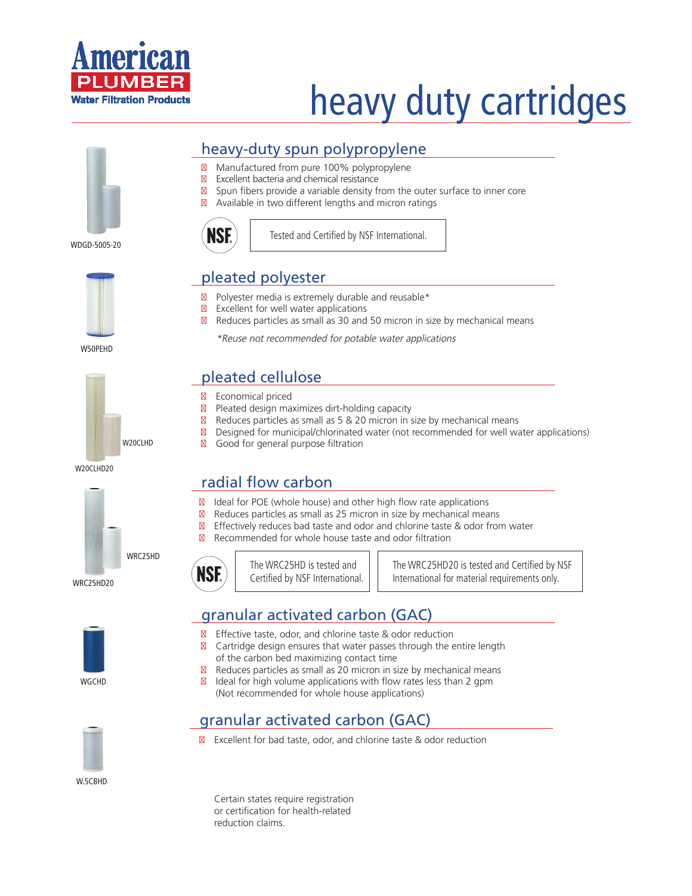American PLUMBER Water Filtration Products

# heavy duty cartridges

WDGD-5005-20

## heavy-duty spun polypropylene

- Manufactured from pure 100% polypropylene
- Excellent bacteria and chemical resistance
- Spun fibers provide a variable density from the outer surface to inner core
- Available in two different lengths and micron ratings

NSF — Tested and Certified by NSF International.

W50PEHD

## pleated polyester

- Polyester media is extremely durable and reusable*
- Excellent for well water applications
- Reduces particles as small as 30 and 50 micron in size by mechanical means

*Reuse not recommended for potable water applications*

W20CLHD

W20CLHD20

## pleated cellulose

- Economical priced
- Pleated design maximizes dirt-holding capacity
- Reduces particles as small as 5 & 20 micron in size by mechanical means
- Designed for municipal/chlorinated water (not recommended for well water applications)
- Good for general purpose filtration

WRC25HD

WRC25HD20

## radial flow carbon

- Ideal for POE (whole house) and other high flow rate applications
- Reduces particles as small as 25 micron in size by mechanical means
- Effectively reduces bad taste and odor and chlorine taste & odor from water
- Recommended for whole house taste and odor filtration

NSF — The WRC25HD is tested and Certified by NSF International. | The WRC25HD20 is tested and Certified by NSF International for material requirements only.

WGCHD

## granular activated carbon (GAC)

- Effective taste, odor, and chlorine taste & odor reduction
- Cartridge design ensures that water passes through the entire length of the carbon bed maximizing contact time
- Reduces particles as small as 20 micron in size by mechanical means
- Ideal for high volume applications with flow rates less than 2 gpm (Not recommended for whole house applications)

W.5CBHD

## granular activated carbon (GAC)

- Excellent for bad taste, odor, and chlorine taste & odor reduction

Certain states require registration or certification for health-related reduction claims.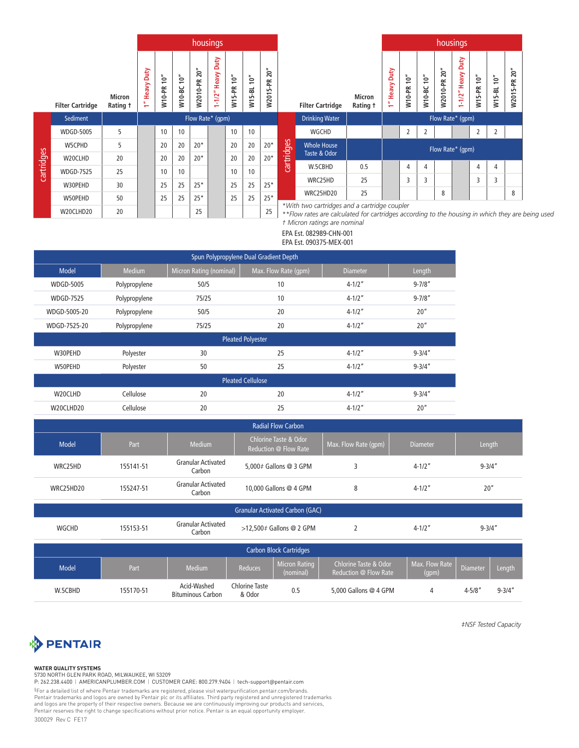| cartridges | Filter Cartridge | Micron Rating † | 1" Heavy Duty | W10-PR 10" | W10-BC 10" | W2010-PR 20" | 1-1/2" Heavy Duty | W15-PR 10" | W15-BL 10" | W2015-PR 20" |
|---|---|---|---|---|---|---|---|---|---|---|
| | Sediment | | Flow Rate* (gpm) | | | | | | | |
| | WDGD-5005 | 5 | | 10 | 10 | | | 10 | 10 | |
| | W5CPHD | 5 | | 20 | 20 | 20* | | 20 | 20 | 20* |
| | W20CLHD | 20 | | 20 | 20 | 20* | | 20 | 20 | 20* |
| | WDGD-7525 | 25 | | 10 | 10 | | | 10 | 10 | |
| | W30PEHD | 30 | | 25 | 25 | 25* | | 25 | 25 | 25* |
| | W50PEHD | 50 | | 25 | 25 | 25* | | 25 | 25 | 25* |
| | W20CLHD20 | 20 | | | | 25 | | | | 25 |

| cartridges | Filter Cartridge | Micron Rating † | 1" Heavy Duty | W10-PR 10" | W10-BC 10" | W2010-PR 20" | 1-1/2" Heavy Duty | W15-PR 10" | W15-BL 10" | W2015-PR 20" |
|---|---|---|---|---|---|---|---|---|---|---|
| | Drinking Water | | Flow Rate* (gpm) | | | | | | | |
| | WGCHD | | | 2 | 2 | | | 2 | 2 | |
| | Whole House Taste & Odor | | Flow Rate* (gpm) | | | | | | | |
| | W.5CBHD | 0.5 | | 4 | 4 | | | 4 | 4 | |
| | WRC25HD | 25 | | 3 | 3 | | | 3 | 3 | |
| | WRC25HD20 | 25 | | | | 8 | | | | 8 |

*With two cartridges and a cartridge coupler

**Flow rates are calculated for cartridges according to the housing in which they are being used

† Micron ratings are nominal

EPA Est. 082989-CHN-001

EPA Est. 090375-MEX-001

| Model | Medium | Micron Rating (nominal) | Max. Flow Rate (gpm) | Diameter | Length |
|---|---|---|---|---|---|
| **Spun Polypropylene Dual Gradient Depth** | | | | | |
| WDGD-5005 | Polypropylene | 50/5 | 10 | 4-1/2" | 9-7/8" |
| WDGD-7525 | Polypropylene | 75/25 | 10 | 4-1/2" | 9-7/8" |
| WDGD-5005-20 | Polypropylene | 50/5 | 20 | 4-1/2" | 20" |
| WDGD-7525-20 | Polypropylene | 75/25 | 20 | 4-1/2" | 20" |
| **Pleated Polyester** | | | | | |
| W30PEHD | Polyester | 30 | 25 | 4-1/2" | 9-3/4" |
| W50PEHD | Polyester | 50 | 25 | 4-1/2" | 9-3/4" |
| **Pleated Cellulose** | | | | | |
| W20CLHD | Cellulose | 20 | 20 | 4-1/2" | 9-3/4" |
| W20CLHD20 | Cellulose | 20 | 25 | 4-1/2" | 20" |

| Model | Part | Medium | Chlorine Taste & Odor Reduction @ Flow Rate | Max. Flow Rate (gpm) | Diameter | Length |
|---|---|---|---|---|---|---|
| **Radial Flow Carbon** | | | | | | |
| WRC25HD | 155141-51 | Granular Activated Carbon | 5,000‡ Gallons @ 3 GPM | 3 | 4-1/2" | 9-3/4" |
| WRC25HD20 | 155247-51 | Granular Activated Carbon | 10,000 Gallons @ 4 GPM | 8 | 4-1/2" | 20" |
| **Granular Activated Carbon (GAC)** | | | | | | |
| WGCHD | 155153-51 | Granular Activated Carbon | >12,500‡ Gallons @ 2 GPM | 2 | 4-1/2" | 9-3/4" |

| Model | Part | Medium | Reduces | Micron Rating (nominal) | Chlorine Taste & Odor Reduction @ Flow Rate | Max. Flow Rate (gpm) | Diameter | Length |
|---|---|---|---|---|---|---|---|---|
| **Carbon Block Cartridges** | | | | | | | | |
| W.5CBHD | 155170-51 | Acid-Washed Bituminous Carbon | Chlorine Taste & Odor | 0.5 | 5,000 Gallons @ 4 GPM | 4 | 4-5/8" | 9-3/4" |

‡NSF Tested Capacity

PENTAIR

**WATER QUALITY SYSTEMS**
5730 NORTH GLEN PARK ROAD, MILWAUKEE, WI 53209
P: 262.238.4400 | AMERICANPLUMBER.COM | CUSTOMER CARE: 800.279.9404 | tech-support@pentair.com

§For a detailed list of where Pentair trademarks are registered, please visit waterpurification.pentair.com/brands. Pentair trademarks and logos are owned by Pentair plc or its affiliates. Third party registered and unregistered trademarks and logos are the property of their respective owners. Because we are continuously improving our products and services, Pentair reserves the right to change specifications without prior notice. Pentair is an equal opportunity employer.

300029 Rev C FE17